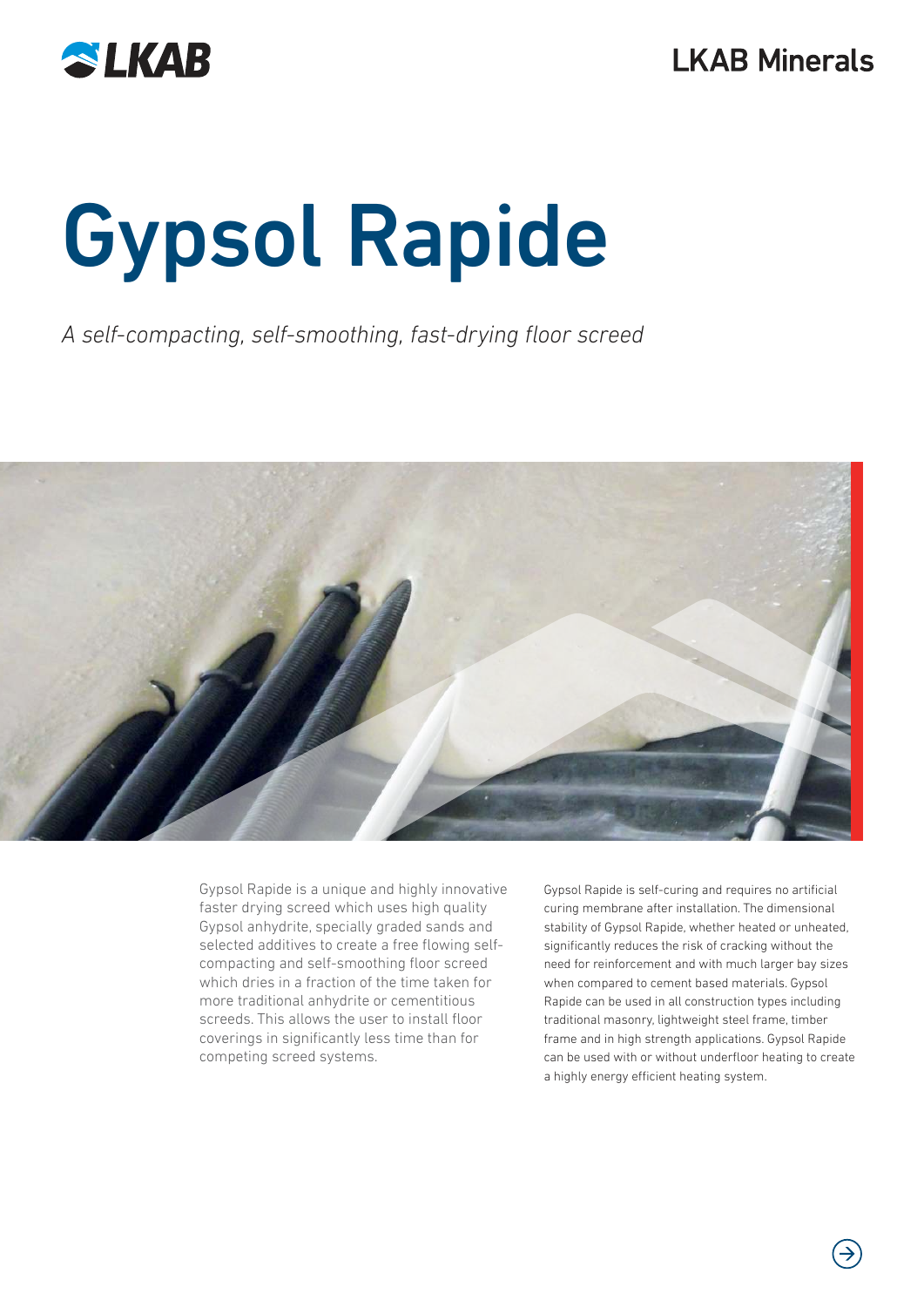LKAB Minerals

# Gypsol Rapide

*A self-compacting, self-smoothing, fast-drying floor screed*

Gypsol Rapide is a unique and highly innovative faster drying screed which uses high quality Gypsol anhydrite, specially graded sands and selected additives to create a free flowing self-compacting and self-smoothing floor screed which dries in a fraction of the time taken for more traditional anhydrite or cementitious screeds. This allows the user to install floor coverings in significantly less time than for competing screed systems.

Gypsol Rapide is self-curing and requires no artificial curing membrane after installation. The dimensional stability of Gypsol Rapide, whether heated or unheated, significantly reduces the risk of cracking without the need for reinforcement and with much larger bay sizes when compared to cement based materials. Gypsol Rapide can be used in all construction types including traditional masonry, lightweight steel frame, timber frame and in high strength applications. Gypsol Rapide can be used with or without underfloor heating to create a highly energy efficient heating system.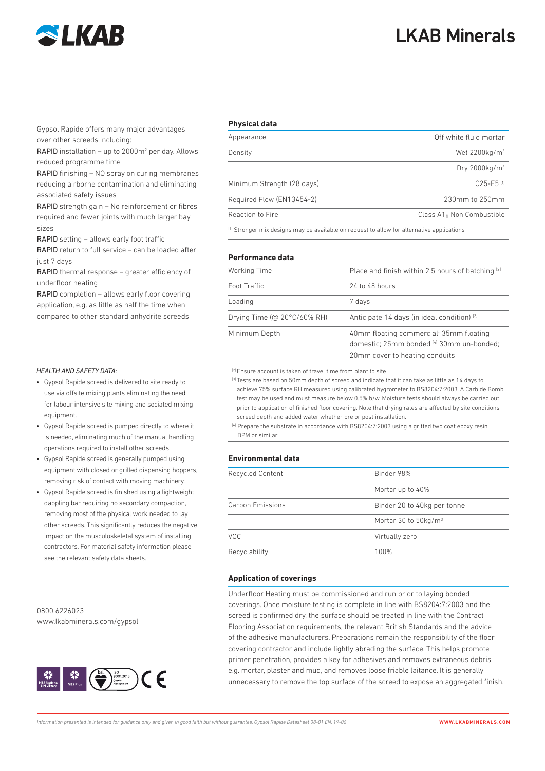Gypsol Rapide offers many major advantages over other screeds including:

RAPID installation – up to 2000m$^2$ per day. Allows reduced programme time

RAPID finishing – NO spray on curing membranes reducing airborne contamination and eliminating associated safety issues

RAPID strength gain – No reinforcement or fibres required and fewer joints with much larger bay sizes

RAPID setting – allows early foot traffic

RAPID return to full service – can be loaded after just 7 days

RAPID thermal response – greater efficiency of underfloor heating

RAPID completion – allows early floor covering application, e.g. as little as half the time when compared to other standard anhydrite screeds

*HEALTH AND SAFETY DATA:*

- Gypsol Rapide screed is delivered to site ready to use via offsite mixing plants eliminating the need for labour intensive site mixing and sociated mixing equipment.
- Gypsol Rapide screed is pumped directly to where it is needed, eliminating much of the manual handling operations required to install other screeds.
- Gypsol Rapide screed is generally pumped using equipment with closed or grilled dispensing hoppers, removing risk of contact with moving machinery.
- Gypsol Rapide screed is finished using a lightweight dappling bar requiring no secondary compaction, removing most of the physical work needed to lay other screeds. This significantly reduces the negative impact on the musculoskeletal system of installing contractors. For material safety information please see the relevant safety data sheets.

0800 6226023
www.lkabminerals.com/gypsol

### Physical data

| | |
|---|---|
| Appearance | Off white fluid mortar |
| Density | Wet 2200kg/m$^3$ |
| | Dry 2000kg/m$^3$ |
| Minimum Strength (28 days) | C25-F5 [1] |
| Required Flow (EN13454-2) | 230mm to 250mm |
| Reaction to Fire | Class A1$_{fl}$ Non Combustible |

[1] Stronger mix designs may be available on request to allow for alternative applications

### Performance data

| | |
|---|---|
| Working Time | Place and finish within 2.5 hours of batching [2] |
| Foot Traffic | 24 to 48 hours |
| Loading | 7 days |
| Drying Time (@ 20°C/60% RH) | Anticipate 14 days (in ideal condition) [3] |
| Minimum Depth | 40mm floating commercial; 35mm floating domestic; 25mm bonded [4] 30mm un-bonded; 20mm cover to heating conduits |

[2] Ensure account is taken of travel time from plant to site

[3] Tests are based on 50mm depth of screed and indicate that it can take as little as 14 days to achieve 75% surface RH measured using calibrated hygrometer to BS8204:7:2003. A Carbide Bomb test may be used and must measure below 0.5% b/w. Moisture tests should always be carried out prior to application of finished floor covering. Note that drying rates are affected by site conditions, screed depth and added water whether pre or post installation.

[4] Prepare the substrate in accordance with BS8204:7:2003 using a gritted two coat epoxy resin DPM or similar

### Environmental data

| | |
|---|---|
| Recycled Content | Binder 98% |
| | Mortar up to 40% |
| Carbon Emissions | Binder 20 to 40kg per tonne |
| | Mortar 30 to 50kg/m$^3$ |
| VOC | Virtually zero |
| Recyclability | 100% |

### Application of coverings

Underfloor Heating must be commissioned and run prior to laying bonded coverings. Once moisture testing is complete in line with BS8204:7:2003 and the screed is confirmed dry, the surface should be treated in line with the Contract Flooring Association requirements, the relevant British Standards and the advice of the adhesive manufacturers. Preparations remain the responsibility of the floor covering contractor and include lightly abrading the surface. This helps promote primer penetration, provides a key for adhesives and removes extraneous debris e.g. mortar, plaster and mud, and removes loose friable laitance. It is generally unnecessary to remove the top surface of the screed to expose an aggregated finish.

*Information presented is intended for guidance only and given in good faith but without guarantee. Gypsol Rapide Datasheet 08-01 EN, 19-06*